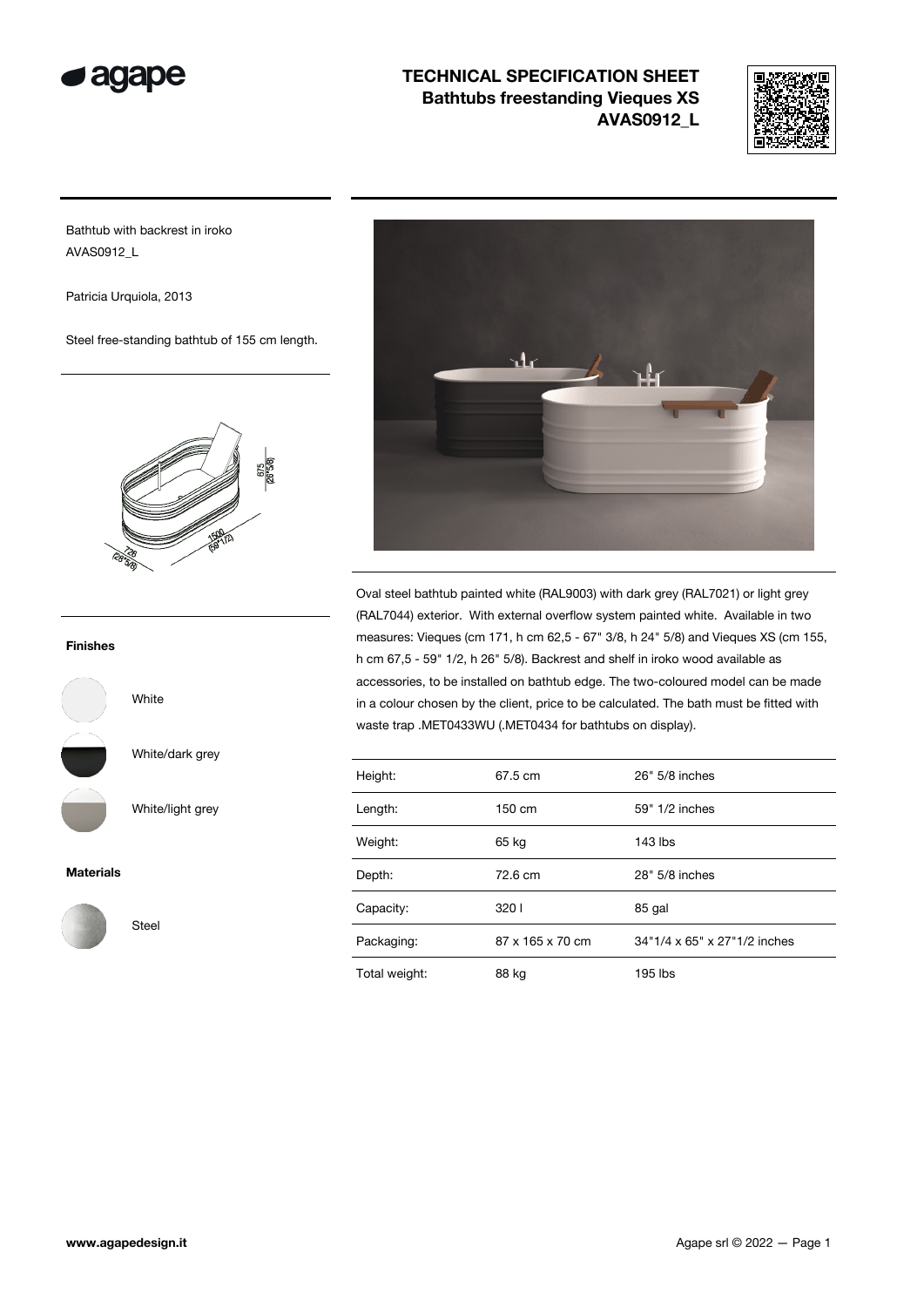# TECHNICAL SPECIFICATION SHEET
## Bathtubs freestanding Vieques XS
## AVAS0912_L

Bathtub with backrest in iroko
AVAS0912_L

Patricia Urquiola, 2013

Steel free-standing bathtub of 155 cm length.

### Finishes

White

White/dark grey

White/light grey

### Materials

Steel

Oval steel bathtub painted white (RAL9003) with dark grey (RAL7021) or light grey (RAL7044) exterior. With external overflow system painted white. Available in two measures: Vieques (cm 171, h cm 62,5 - 67" 3/8, h 24" 5/8) and Vieques XS (cm 155, h cm 67,5 - 59" 1/2, h 26" 5/8). Backrest and shelf in iroko wood available as accessories, to be installed on bathtub edge. The two-coloured model can be made in a colour chosen by the client, price to be calculated. The bath must be fitted with waste trap .MET0433WU (.MET0434 for bathtubs on display).

| | | |
|---|---|---|
| Height: | 67.5 cm | 26" 5/8 inches |
| Length: | 150 cm | 59" 1/2 inches |
| Weight: | 65 kg | 143 lbs |
| Depth: | 72.6 cm | 28" 5/8 inches |
| Capacity: | 320 l | 85 gal |
| Packaging: | 87 x 165 x 70 cm | 34"1/4 x 65" x 27"1/2 inches |
| Total weight: | 88 kg | 195 lbs |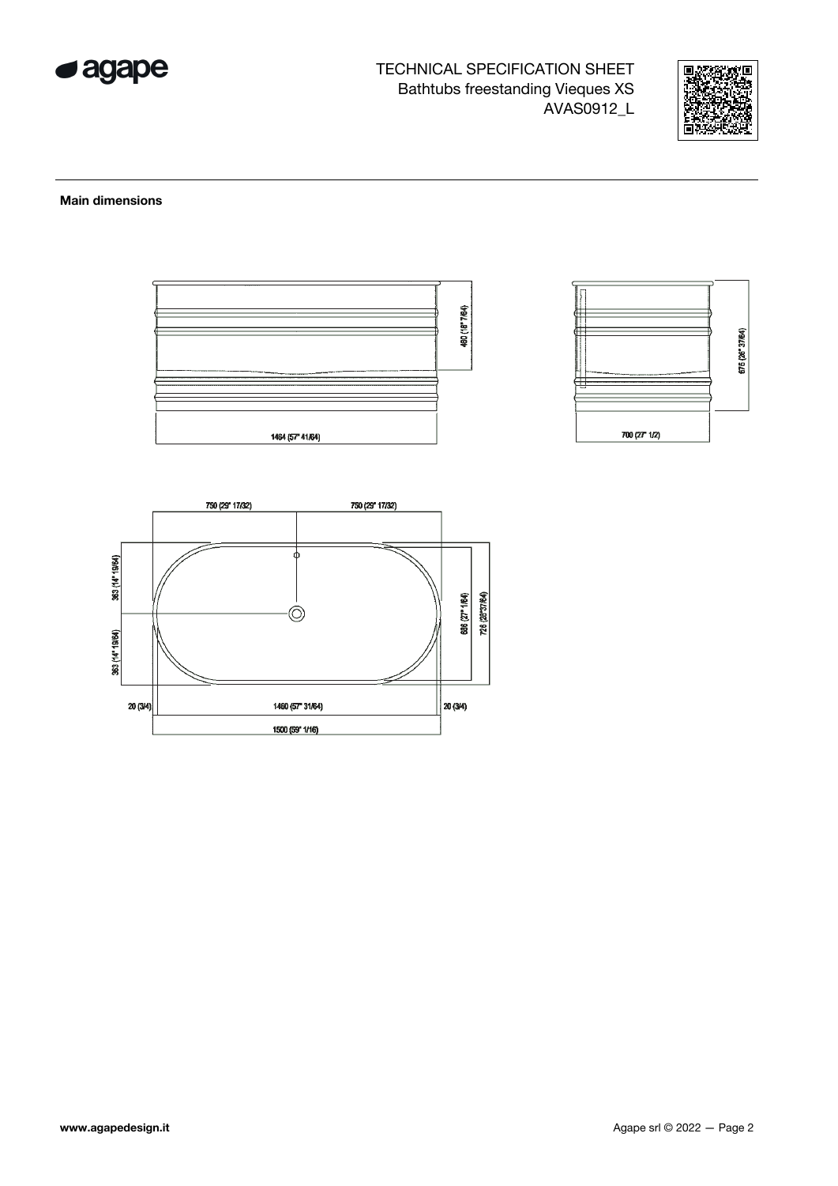TECHNICAL SPECIFICATION SHEET
Bathtubs freestanding Vieques XS
AVAS0912_L

**Main dimensions**

480 (18" 7/64)

1464 (57" 41/64)

675 (26" 37/64)

700 (27" 1/2)

750 (29" 17/32) 750 (29" 17/32)

363 (14" 19/64)

363 (14" 19/64)

686 (27" 1/64)

726 (28"37/64)

20 (3/4) 1460 (57" 31/64) 20 (3/4)

1500 (59" 1/16)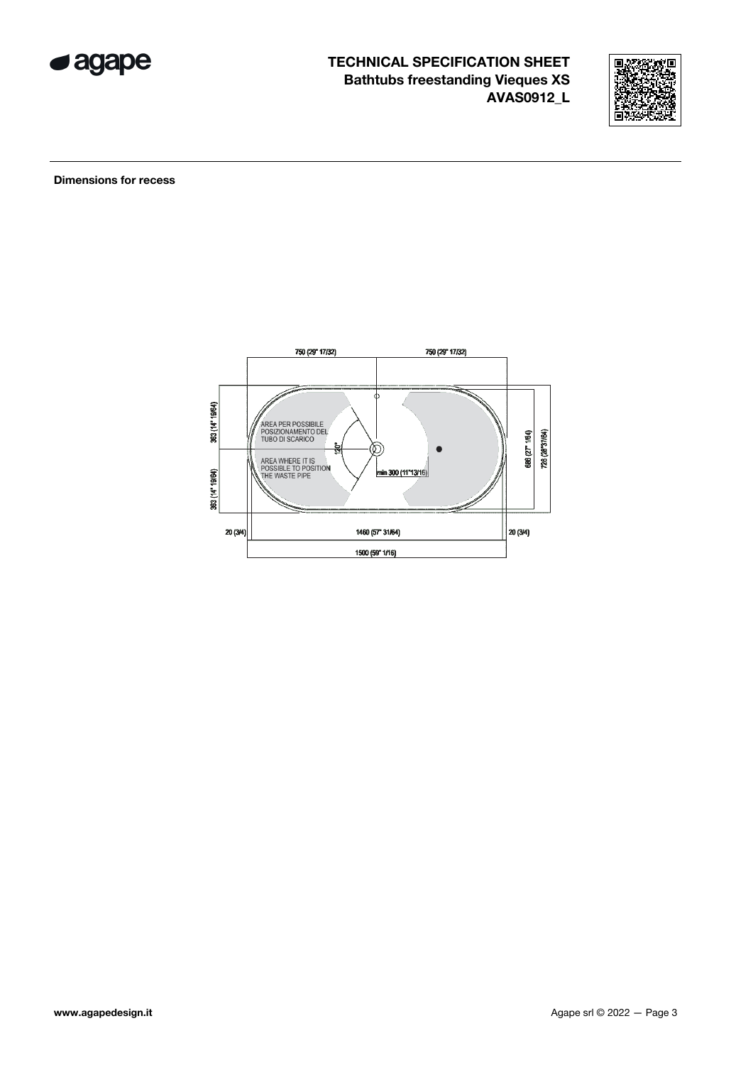# TECHNICAL SPECIFICATION SHEET
**Bathtubs freestanding Vieques XS**
**AVAS0912_L**

**Dimensions for recess**

750 (29" 17/32)
750 (29" 17/32)

363 (14" 19/64)
363 (14" 19/64)

AREA PER POSSIBILE POSIZIONAMENTO DEL TUBO DI SCARICO

AREA WHERE IT IS POSSIBLE TO POSITION THE WASTE PIPE

120°

min 300 (11"13/16)

686 (27" 1/64)
728 (28"37/64)

20 (3/4)
1460 (57" 31/64)
20 (3/4)
1500 (59" 1/16)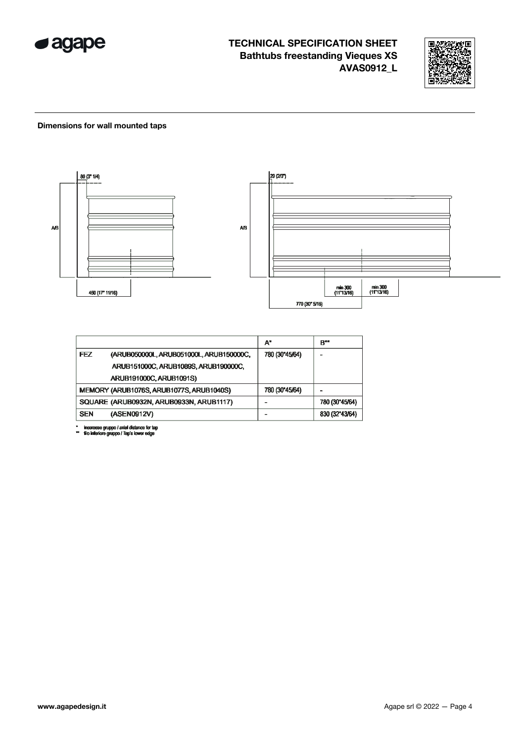# TECHNICAL SPECIFICATION SHEET
## Bathtubs freestanding Vieques XS
## AVAS0912_L

**Dimensions for wall mounted taps**

80 (3" 1/4)

A/B

450 (17" 11/16)

20 (2/3")

A/B

min 300 (11"13/16)

min 300 (11"13/16)

770 (30" 5/16)

| | A* | B** |
|---|---|---|
| FEZ (ARUB050000L, ARUB051000L, ARUB150000C, ARUB151000C, ARUB1089S, ARUB190000C, ARUB191000C, ARUB1091S) | 780 (30"45/64) | - |
| MEMORY (ARUB1076S, ARUB1077S, ARUB1040S) | 780 (30"45/64) | - |
| SQUARE (ARUB0932N, ARUB0933N, ARUB1117) | - | 780 (30"45/64) |
| SEN (ASEN0912V) | - | 830 (32"43/64) |

\* interasse gruppo / axial distance for tap
\** filo inferiore gruppo / Tap's lower edge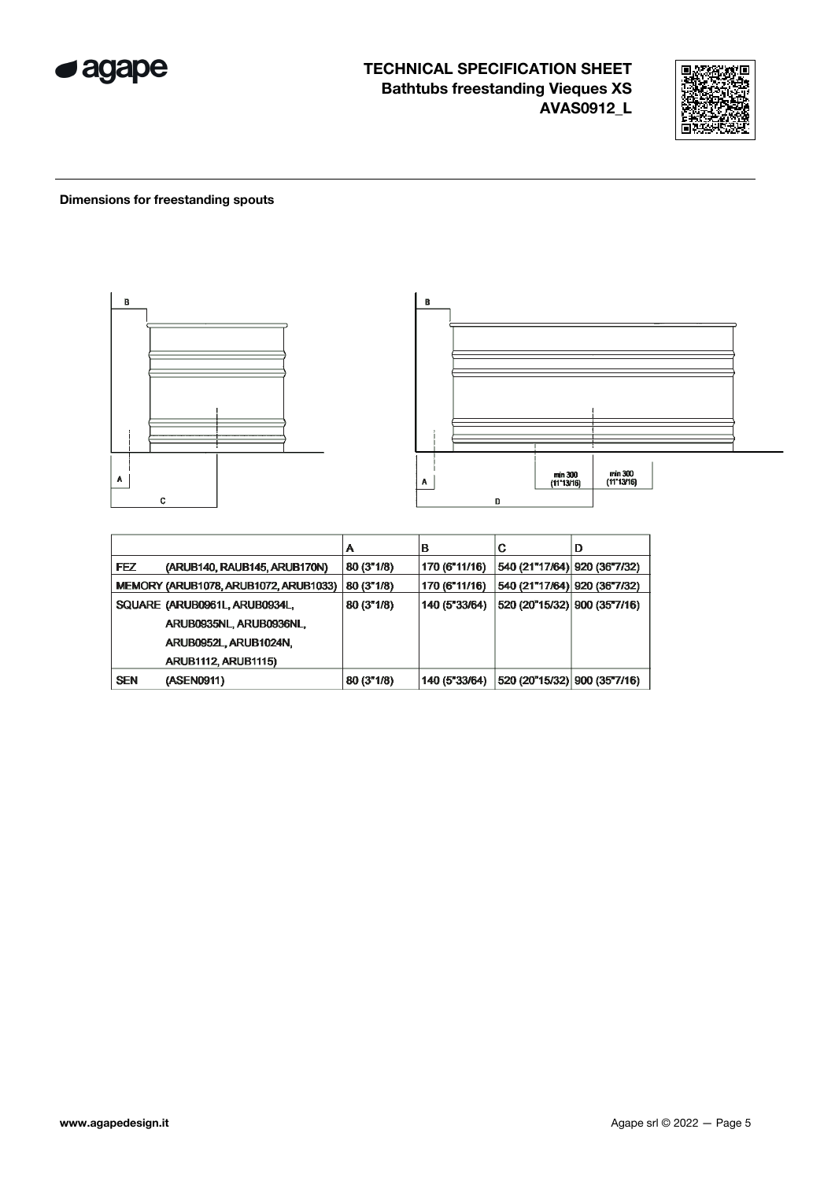**Dimensions for freestanding spouts**

|  | A | B | C | D |
|---|---|---|---|---|
| FEZ (ARUB140, RAUB145, ARUB170N) | 80 (3"1/8) | 170 (6"11/16) | 540 (21"17/64) | 920 (36"7/32) |
| MEMORY (ARUB1078, ARUB1072, ARUB1033) | 80 (3"1/8) | 170 (6"11/16) | 540 (21"17/64) | 920 (36"7/32) |
| SQUARE (ARUB0961L, ARUB0934L, ARUB0935NL, ARUB0936NL, ARUB0952L, ARUB1024N, ARUB1112, ARUB1115) | 80 (3"1/8) | 140 (5"33/64) | 520 (20"15/32) | 900 (35"7/16) |
| SEN (ASEN0911) | 80 (3"1/8) | 140 (5"33/64) | 520 (20"15/32) | 900 (35"7/16) |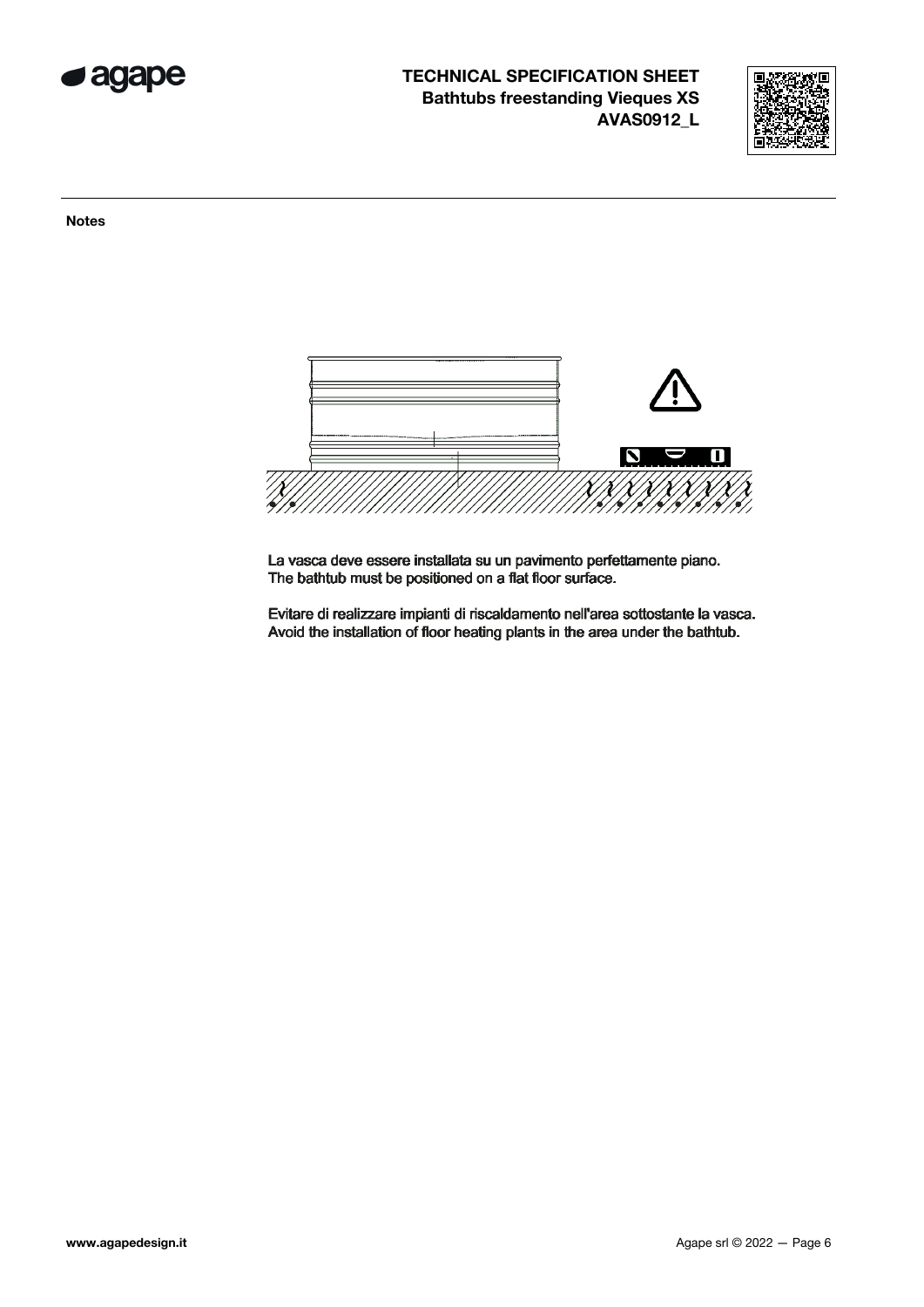**Notes**

La vasca deve essere installata su un pavimento perfettamente piano.
The bathtub must be positioned on a flat floor surface.

Evitare di realizzare impianti di riscaldamento nell'area sottostante la vasca.
Avoid the installation of floor heating plants in the area under the bathtub.